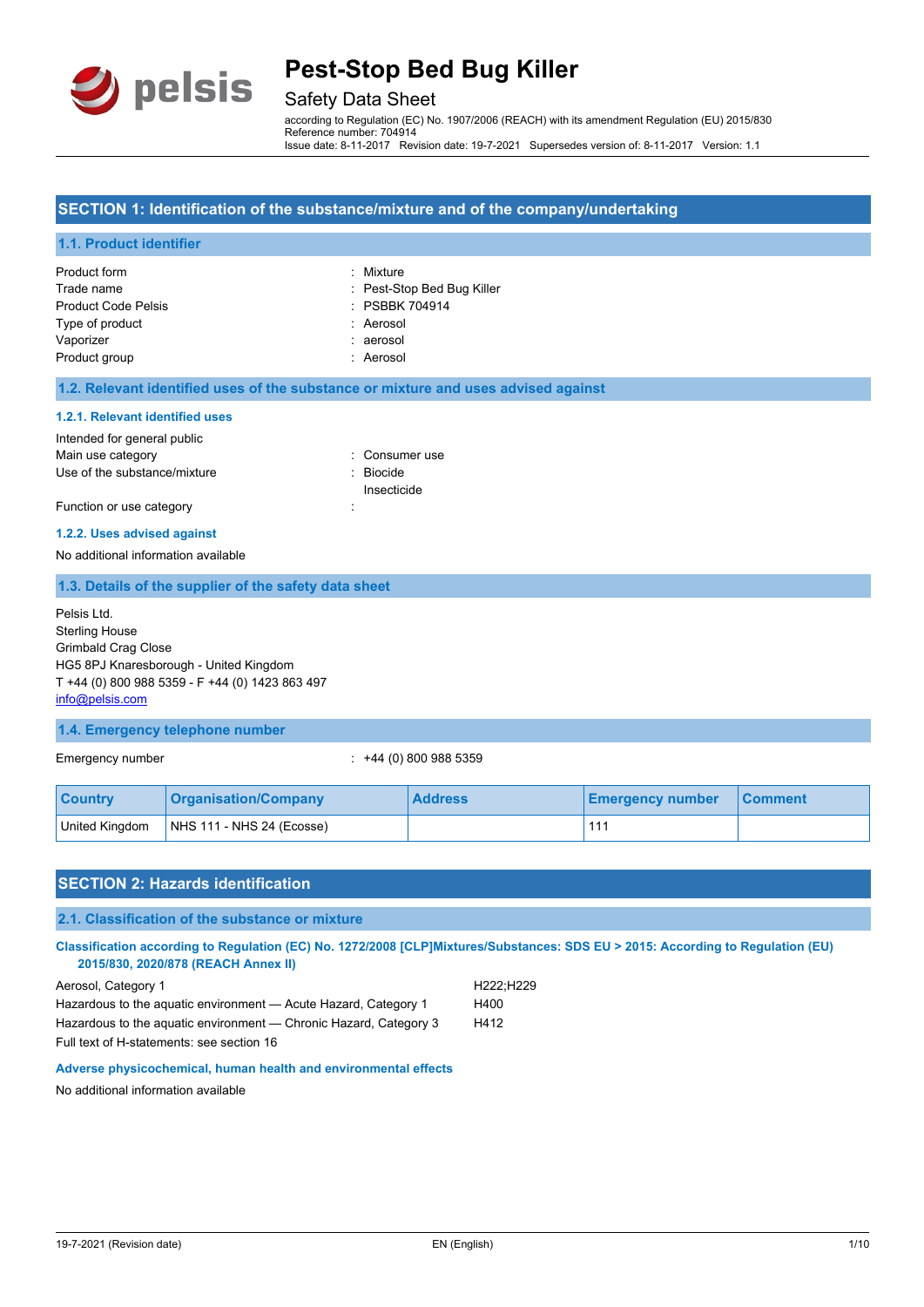# Pest-Stop Bed Bug Killer

## Safety Data Sheet

according to Regulation (EC) No. 1907/2006 (REACH) with its amendment Regulation (EU) 2015/830
Reference number: 704914
Issue date: 8-11-2017 Revision date: 19-7-2021 Supersedes version of: 8-11-2017 Version: 1.1

## SECTION 1: Identification of the substance/mixture and of the company/undertaking

### 1.1. Product identifier

Product form : Mixture
Trade name : Pest-Stop Bed Bug Killer
Product Code Pelsis : PSBBK 704914
Type of product : Aerosol
Vaporizer : aerosol
Product group : Aerosol

### 1.2. Relevant identified uses of the substance or mixture and uses advised against

#### 1.2.1. Relevant identified uses

Intended for general public
Main use category : Consumer use
Use of the substance/mixture : Biocide
Insecticide
Function or use category :

#### 1.2.2. Uses advised against

No additional information available

### 1.3. Details of the supplier of the safety data sheet

Pelsis Ltd.
Sterling House
Grimbald Crag Close
HG5 8PJ Knaresborough - United Kingdom
T +44 (0) 800 988 5359 - F +44 (0) 1423 863 497
info@pelsis.com

### 1.4. Emergency telephone number

Emergency number : +44 (0) 800 988 5359

| Country | Organisation/Company | Address | Emergency number | Comment |
|---|---|---|---|---|
| United Kingdom | NHS 111 - NHS 24 (Ecosse) | | 111 | |

## SECTION 2: Hazards identification

### 2.1. Classification of the substance or mixture

**Classification according to Regulation (EC) No. 1272/2008 [CLP]Mixtures/Substances: SDS EU > 2015: According to Regulation (EU) 2015/830, 2020/878 (REACH Annex II)**

| | |
|---|---|
| Aerosol, Category 1 | H222;H229 |
| Hazardous to the aquatic environment — Acute Hazard, Category 1 | H400 |
| Hazardous to the aquatic environment — Chronic Hazard, Category 3 | H412 |

Full text of H-statements: see section 16

**Adverse physicochemical, human health and environmental effects**

No additional information available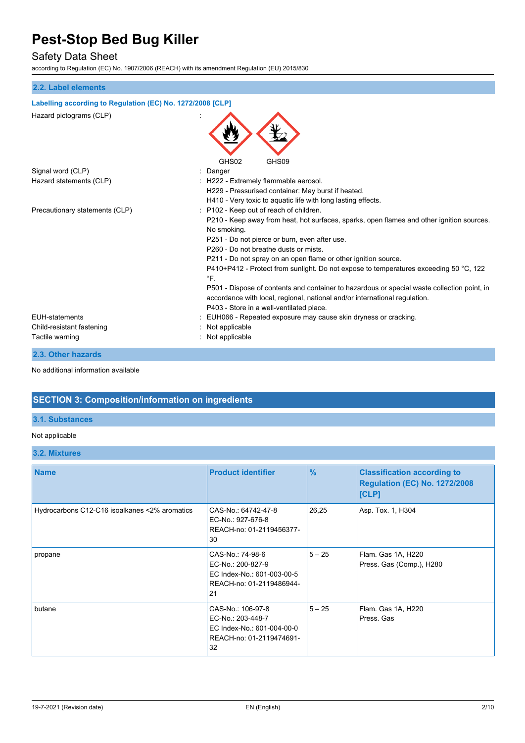### 2.2. Label elements

**Labelling according to Regulation (EC) No. 1272/2008 [CLP]**

| | | |
|---|---|---|
| Hazard pictograms (CLP) | : | GHS02 GHS09 |
| Signal word (CLP) | : | Danger |
| Hazard statements (CLP) | : | H222 - Extremely flammable aerosol.<br>H229 - Pressurised container: May burst if heated.<br>H410 - Very toxic to aquatic life with long lasting effects. |
| Precautionary statements (CLP) | : | P102 - Keep out of reach of children.<br>P210 - Keep away from heat, hot surfaces, sparks, open flames and other ignition sources. No smoking.<br>P251 - Do not pierce or burn, even after use.<br>P260 - Do not breathe dusts or mists.<br>P211 - Do not spray on an open flame or other ignition source.<br>P410+P412 - Protect from sunlight. Do not expose to temperatures exceeding 50 °C, 122 °F.<br>P501 - Dispose of contents and container to hazardous or special waste collection point, in accordance with local, regional, national and/or international regulation.<br>P403 - Store in a well-ventilated place. |
| EUH-statements | : | EUH066 - Repeated exposure may cause skin dryness or cracking. |
| Child-resistant fastening | : | Not applicable |
| Tactile warning | : | Not applicable |

### 2.3. Other hazards

No additional information available

## SECTION 3: Composition/information on ingredients

### 3.1. Substances

Not applicable

### 3.2. Mixtures

| Name | Product identifier | % | Classification according to Regulation (EC) No. 1272/2008 [CLP] |
|---|---|---|---|
| Hydrocarbons C12-C16 isoalkanes <2% aromatics | CAS-No.: 64742-47-8<br>EC-No.: 927-676-8<br>REACH-no: 01-2119456377-30 | 26,25 | Asp. Tox. 1, H304 |
| propane | CAS-No.: 74-98-6<br>EC-No.: 200-827-9<br>EC Index-No.: 601-003-00-5<br>REACH-no: 01-2119486944-21 | 5 – 25 | Flam. Gas 1A, H220<br>Press. Gas (Comp.), H280 |
| butane | CAS-No.: 106-97-8<br>EC-No.: 203-448-7<br>EC Index-No.: 601-004-00-0<br>REACH-no: 01-2119474691-32 | 5 – 25 | Flam. Gas 1A, H220<br>Press. Gas |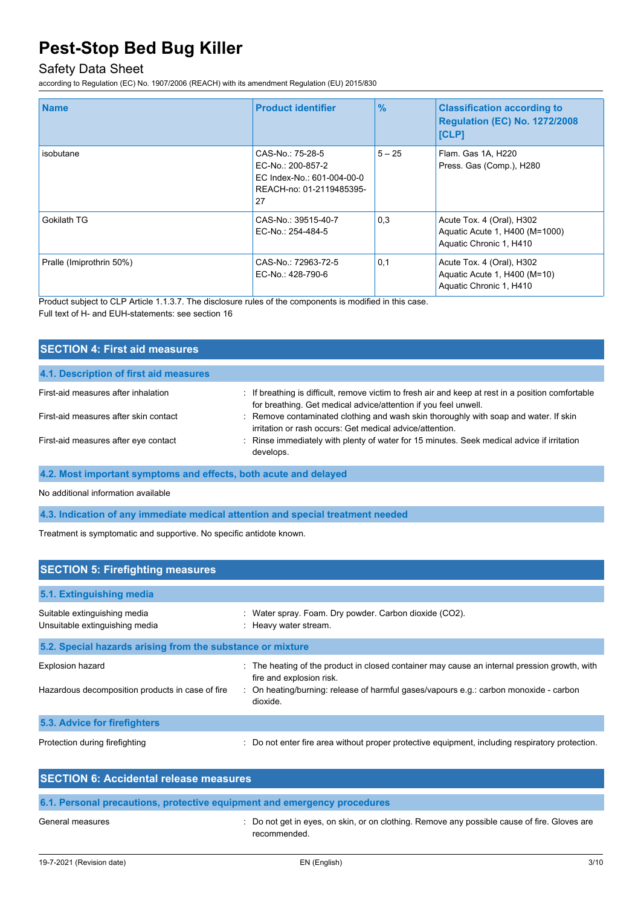| Name | Product identifier | % | Classification according to Regulation (EC) No. 1272/2008 [CLP] |
|---|---|---|---|
| isobutane | CAS-No.: 75-28-5<br>EC-No.: 200-857-2<br>EC Index-No.: 601-004-00-0<br>REACH-no: 01-2119485395-27 | 5 – 25 | Flam. Gas 1A, H220<br>Press. Gas (Comp.), H280 |
| Gokilath TG | CAS-No.: 39515-40-7<br>EC-No.: 254-484-5 | 0,3 | Acute Tox. 4 (Oral), H302<br>Aquatic Acute 1, H400 (M=1000)<br>Aquatic Chronic 1, H410 |
| Pralle (Imiprothrin 50%) | CAS-No.: 72963-72-5<br>EC-No.: 428-790-6 | 0,1 | Acute Tox. 4 (Oral), H302<br>Aquatic Acute 1, H400 (M=10)<br>Aquatic Chronic 1, H410 |

Product subject to CLP Article 1.1.3.7. The disclosure rules of the components is modified in this case.
Full text of H- and EUH-statements: see section 16

## SECTION 4: First aid measures

### 4.1. Description of first aid measures

First-aid measures after inhalation : If breathing is difficult, remove victim to fresh air and keep at rest in a position comfortable for breathing. Get medical advice/attention if you feel unwell.

First-aid measures after skin contact : Remove contaminated clothing and wash skin thoroughly with soap and water. If skin irritation or rash occurs: Get medical advice/attention.

First-aid measures after eye contact : Rinse immediately with plenty of water for 15 minutes. Seek medical advice if irritation develops.

### 4.2. Most important symptoms and effects, both acute and delayed

No additional information available

### 4.3. Indication of any immediate medical attention and special treatment needed

Treatment is symptomatic and supportive. No specific antidote known.

## SECTION 5: Firefighting measures

### 5.1. Extinguishing media

Suitable extinguishing media : Water spray. Foam. Dry powder. Carbon dioxide ($CO_2$).

Unsuitable extinguishing media : Heavy water stream.

### 5.2. Special hazards arising from the substance or mixture

Explosion hazard : The heating of the product in closed container may cause an internal pression growth, with fire and explosion risk.

Hazardous decomposition products in case of fire : On heating/burning: release of harmful gases/vapours e.g.: carbon monoxide - carbon dioxide.

### 5.3. Advice for firefighters

Protection during firefighting : Do not enter fire area without proper protective equipment, including respiratory protection.

## SECTION 6: Accidental release measures

### 6.1. Personal precautions, protective equipment and emergency procedures

General measures : Do not get in eyes, on skin, or on clothing. Remove any possible cause of fire. Gloves are recommended.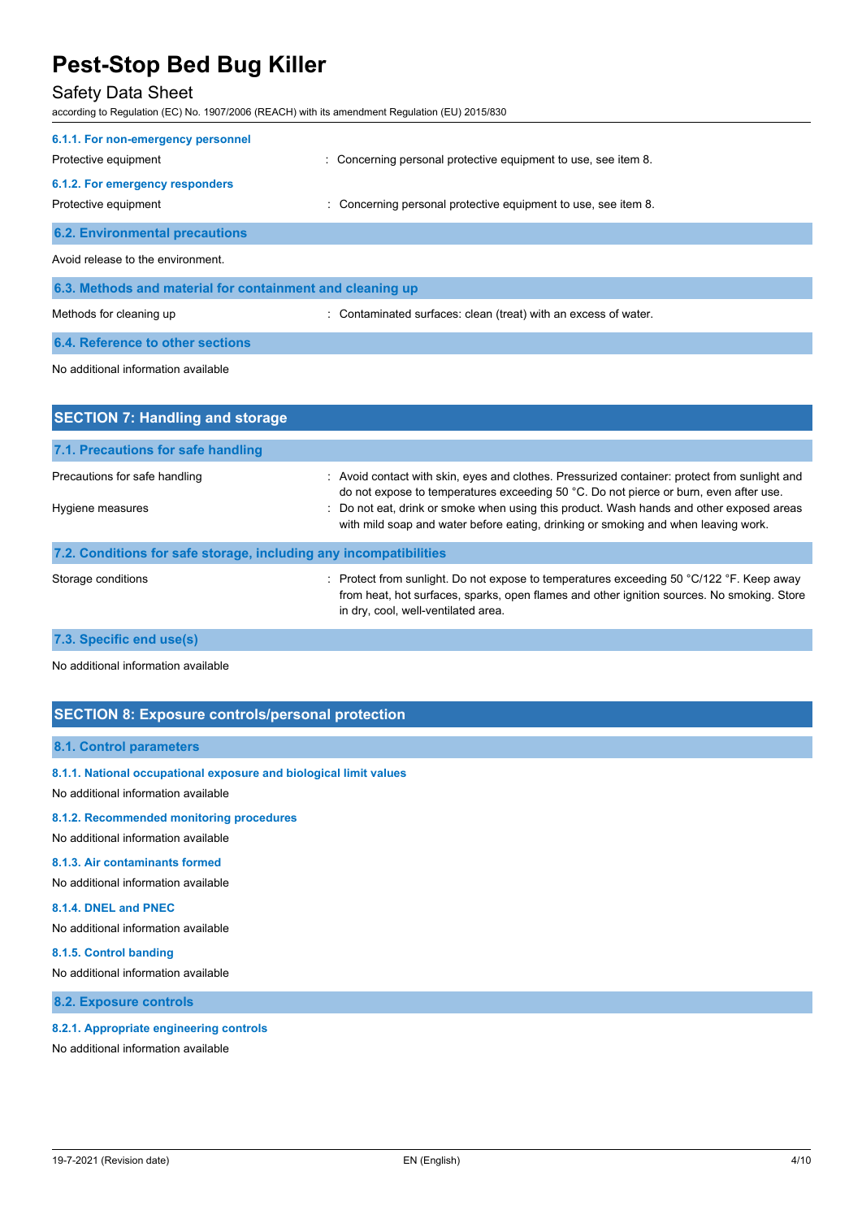#### 6.1.1. For non-emergency personnel

Protective equipment : Concerning personal protective equipment to use, see item 8.

#### 6.1.2. For emergency responders

Protective equipment : Concerning personal protective equipment to use, see item 8.

### 6.2. Environmental precautions

Avoid release to the environment.

### 6.3. Methods and material for containment and cleaning up

Methods for cleaning up : Contaminated surfaces: clean (treat) with an excess of water.

### 6.4. Reference to other sections

No additional information available

## SECTION 7: Handling and storage

### 7.1. Precautions for safe handling

Precautions for safe handling : Avoid contact with skin, eyes and clothes. Pressurized container: protect from sunlight and do not expose to temperatures exceeding 50 °C. Do not pierce or burn, even after use.

Hygiene measures : Do not eat, drink or smoke when using this product. Wash hands and other exposed areas with mild soap and water before eating, drinking or smoking and when leaving work.

### 7.2. Conditions for safe storage, including any incompatibilities

Storage conditions : Protect from sunlight. Do not expose to temperatures exceeding 50 °C/122 °F. Keep away from heat, hot surfaces, sparks, open flames and other ignition sources. No smoking. Store in dry, cool, well-ventilated area.

### 7.3. Specific end use(s)

No additional information available

## SECTION 8: Exposure controls/personal protection

### 8.1. Control parameters

#### 8.1.1. National occupational exposure and biological limit values

No additional information available

#### 8.1.2. Recommended monitoring procedures

No additional information available

#### 8.1.3. Air contaminants formed

No additional information available

#### 8.1.4. DNEL and PNEC

No additional information available

#### 8.1.5. Control banding

No additional information available

### 8.2. Exposure controls

#### 8.2.1. Appropriate engineering controls

No additional information available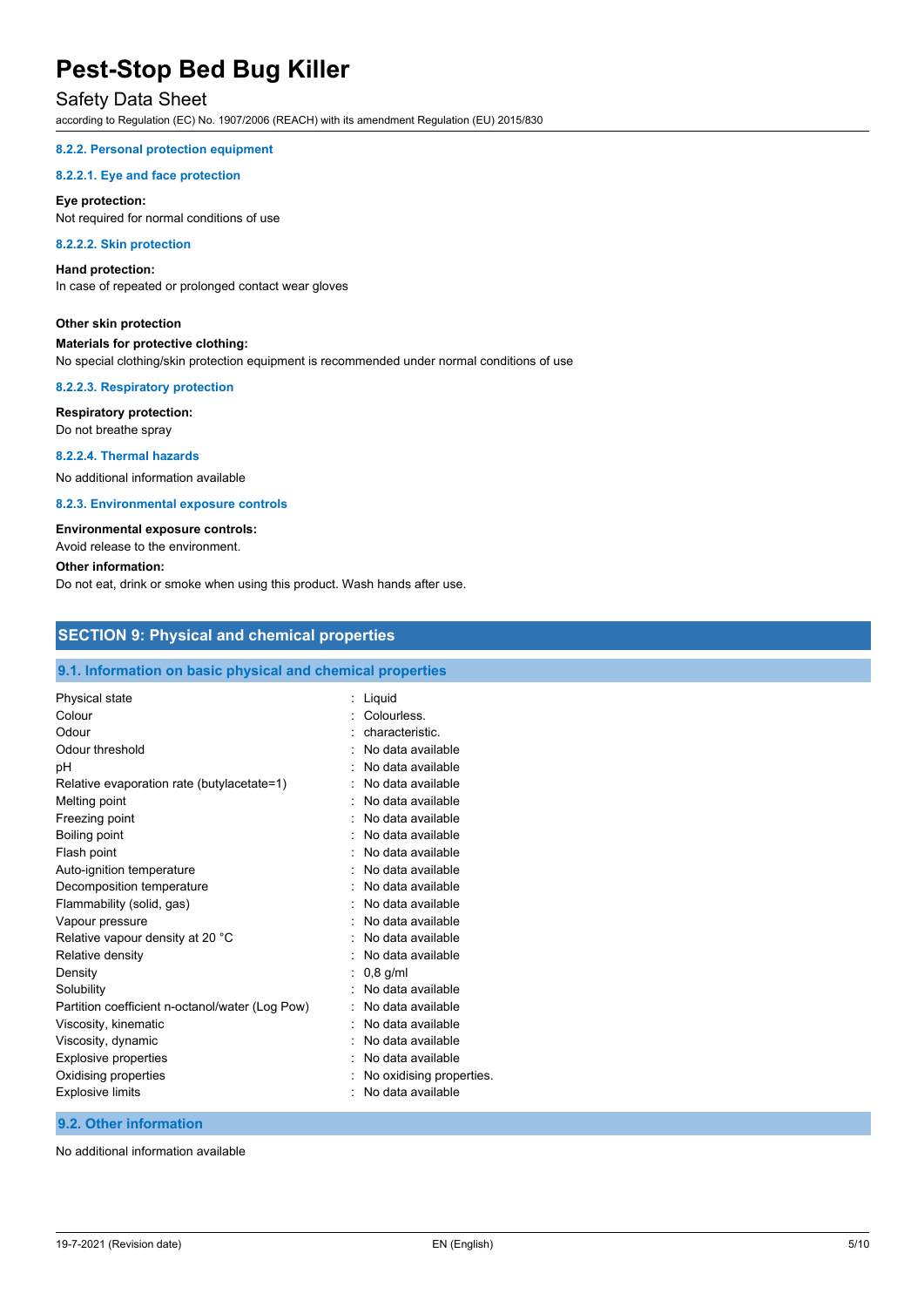#### 8.2.2. Personal protection equipment

##### 8.2.2.1. Eye and face protection

**Eye protection:**
Not required for normal conditions of use

##### 8.2.2.2. Skin protection

**Hand protection:**
In case of repeated or prolonged contact wear gloves

**Other skin protection**

**Materials for protective clothing:**
No special clothing/skin protection equipment is recommended under normal conditions of use

##### 8.2.2.3. Respiratory protection

**Respiratory protection:**
Do not breathe spray

##### 8.2.2.4. Thermal hazards

No additional information available

#### 8.2.3. Environmental exposure controls

**Environmental exposure controls:**
Avoid release to the environment.

**Other information:**
Do not eat, drink or smoke when using this product. Wash hands after use.

## SECTION 9: Physical and chemical properties

### 9.1. Information on basic physical and chemical properties

| Property | Value |
|---|---|
| Physical state | Liquid |
| Colour | Colourless. |
| Odour | characteristic. |
| Odour threshold | No data available |
| pH | No data available |
| Relative evaporation rate (butylacetate=1) | No data available |
| Melting point | No data available |
| Freezing point | No data available |
| Boiling point | No data available |
| Flash point | No data available |
| Auto-ignition temperature | No data available |
| Decomposition temperature | No data available |
| Flammability (solid, gas) | No data available |
| Vapour pressure | No data available |
| Relative vapour density at 20 °C | No data available |
| Relative density | No data available |
| Density | 0,8 g/ml |
| Solubility | No data available |
| Partition coefficient n-octanol/water (Log Pow) | No data available |
| Viscosity, kinematic | No data available |
| Viscosity, dynamic | No data available |
| Explosive properties | No data available |
| Oxidising properties | No oxidising properties. |
| Explosive limits | No data available |

### 9.2. Other information

No additional information available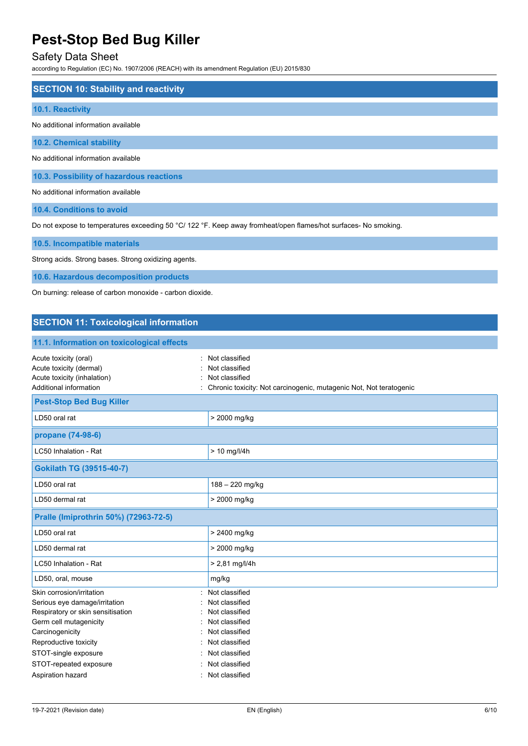## SECTION 10: Stability and reactivity

### 10.1. Reactivity

No additional information available

### 10.2. Chemical stability

No additional information available

### 10.3. Possibility of hazardous reactions

No additional information available

### 10.4. Conditions to avoid

Do not expose to temperatures exceeding 50 °C/ 122 °F. Keep away fromheat/open flames/hot surfaces- No smoking.

### 10.5. Incompatible materials

Strong acids. Strong bases. Strong oxidizing agents.

### 10.6. Hazardous decomposition products

On burning: release of carbon monoxide - carbon dioxide.

## SECTION 11: Toxicological information

### 11.1. Information on toxicological effects

Acute toxicity (oral) : Not classified
Acute toxicity (dermal) : Not classified
Acute toxicity (inhalation) : Not classified
Additional information : Chronic toxicity: Not carcinogenic, mutagenic Not, Not teratogenic

| **Pest-Stop Bed Bug Killer** | |
|---|---|
| LD50 oral rat | > 2000 mg/kg |
| **propane (74-98-6)** | |
| LC50 Inhalation - Rat | > 10 mg/l/4h |
| **Gokilath TG (39515-40-7)** | |
| LD50 oral rat | 188 – 220 mg/kg |
| LD50 dermal rat | > 2000 mg/kg |
| **Pralle (Imiprothrin 50%) (72963-72-5)** | |
| LD50 oral rat | > 2400 mg/kg |
| LD50 dermal rat | > 2000 mg/kg |
| LC50 Inhalation - Rat | > 2,81 mg/l/4h |
| LD50, oral, mouse | mg/kg |

Skin corrosion/irritation : Not classified
Serious eye damage/irritation : Not classified
Respiratory or skin sensitisation : Not classified
Germ cell mutagenicity : Not classified
Carcinogenicity : Not classified
Reproductive toxicity : Not classified
STOT-single exposure : Not classified
STOT-repeated exposure : Not classified
Aspiration hazard : Not classified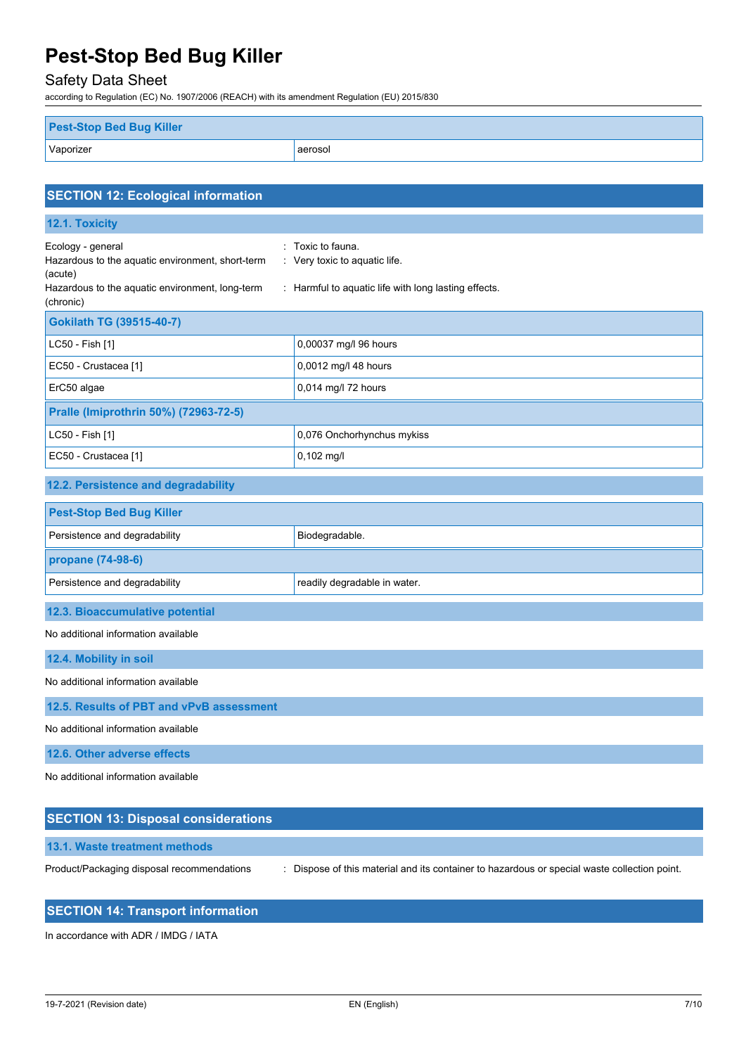| Pest-Stop Bed Bug Killer | |
|---|---|
| Vaporizer | aerosol |

## SECTION 12: Ecological information

### 12.1. Toxicity

Ecology - general : Toxic to fauna.

Hazardous to the aquatic environment, short-term (acute) : Very toxic to aquatic life.

Hazardous to the aquatic environment, long-term (chronic) : Harmful to aquatic life with long lasting effects.

| Gokilath TG (39515-40-7) | |
|---|---|
| LC50 - Fish [1] | 0,00037 mg/l 96 hours |
| EC50 - Crustacea [1] | 0,0012 mg/l 48 hours |
| ErC50 algae | 0,014 mg/l 72 hours |
| **Pralle (Imiprothrin 50%) (72963-72-5)** | |
| LC50 - Fish [1] | 0,076 Onchorhynchus mykiss |
| EC50 - Crustacea [1] | 0,102 mg/l |

### 12.2. Persistence and degradability

| Pest-Stop Bed Bug Killer | |
|---|---|
| Persistence and degradability | Biodegradable. |
| **propane (74-98-6)** | |
| Persistence and degradability | readily degradable in water. |

### 12.3. Bioaccumulative potential

No additional information available

### 12.4. Mobility in soil

No additional information available

### 12.5. Results of PBT and vPvB assessment

No additional information available

### 12.6. Other adverse effects

No additional information available

## SECTION 13: Disposal considerations

### 13.1. Waste treatment methods

Product/Packaging disposal recommendations : Dispose of this material and its container to hazardous or special waste collection point.

## SECTION 14: Transport information

In accordance with ADR / IMDG / IATA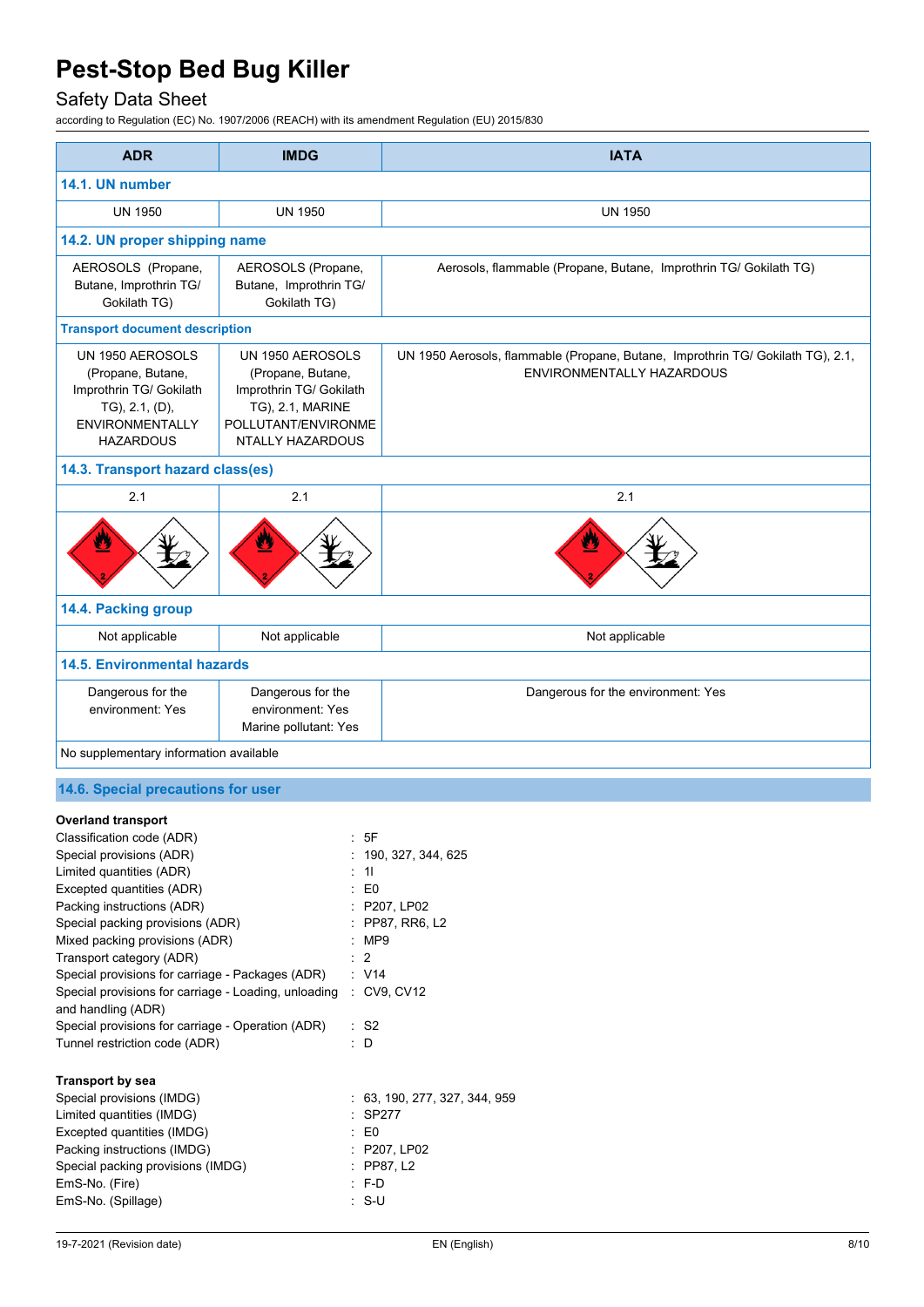| ADR | IMDG | IATA |
|---|---|---|
| **14.1. UN number** | | |
| UN 1950 | UN 1950 | UN 1950 |
| **14.2. UN proper shipping name** | | |
| AEROSOLS (Propane, Butane, Improthrin TG/ Gokilath TG) | AEROSOLS (Propane, Butane, Improthrin TG/ Gokilath TG) | Aerosols, flammable (Propane, Butane, Improthrin TG/ Gokilath TG) |
| **Transport document description** | | |
| UN 1950 AEROSOLS (Propane, Butane, Improthrin TG/ Gokilath TG), 2.1, (D), ENVIRONMENTALLY HAZARDOUS | UN 1950 AEROSOLS (Propane, Butane, Improthrin TG/ Gokilath TG), 2.1, MARINE POLLUTANT/ENVIRONMENTALLY HAZARDOUS | UN 1950 Aerosols, flammable (Propane, Butane, Improthrin TG/ Gokilath TG), 2.1, ENVIRONMENTALLY HAZARDOUS |
| **14.3. Transport hazard class(es)** | | |
| 2.1 | 2.1 | 2.1 |
| **14.4. Packing group** | | |
| Not applicable | Not applicable | Not applicable |
| **14.5. Environmental hazards** | | |
| Dangerous for the environment: Yes | Dangerous for the environment: Yes<br>Marine pollutant: Yes | Dangerous for the environment: Yes |
| No supplementary information available | | |

## 14.6. Special precautions for user

**Overland transport**

Classification code (ADR) : 5F
Special provisions (ADR) : 190, 327, 344, 625
Limited quantities (ADR) : 1l
Excepted quantities (ADR) : E0
Packing instructions (ADR) : P207, LP02
Special packing provisions (ADR) : PP87, RR6, L2
Mixed packing provisions (ADR) : MP9
Transport category (ADR) : 2
Special provisions for carriage - Packages (ADR) : V14
Special provisions for carriage - Loading, unloading and handling (ADR) : CV9, CV12
Special provisions for carriage - Operation (ADR) : S2
Tunnel restriction code (ADR) : D

**Transport by sea**

Special provisions (IMDG) : 63, 190, 277, 327, 344, 959
Limited quantities (IMDG) : SP277
Excepted quantities (IMDG) : E0
Packing instructions (IMDG) : P207, LP02
Special packing provisions (IMDG) : PP87, L2
EmS-No. (Fire) : F-D
EmS-No. (Spillage) : S-U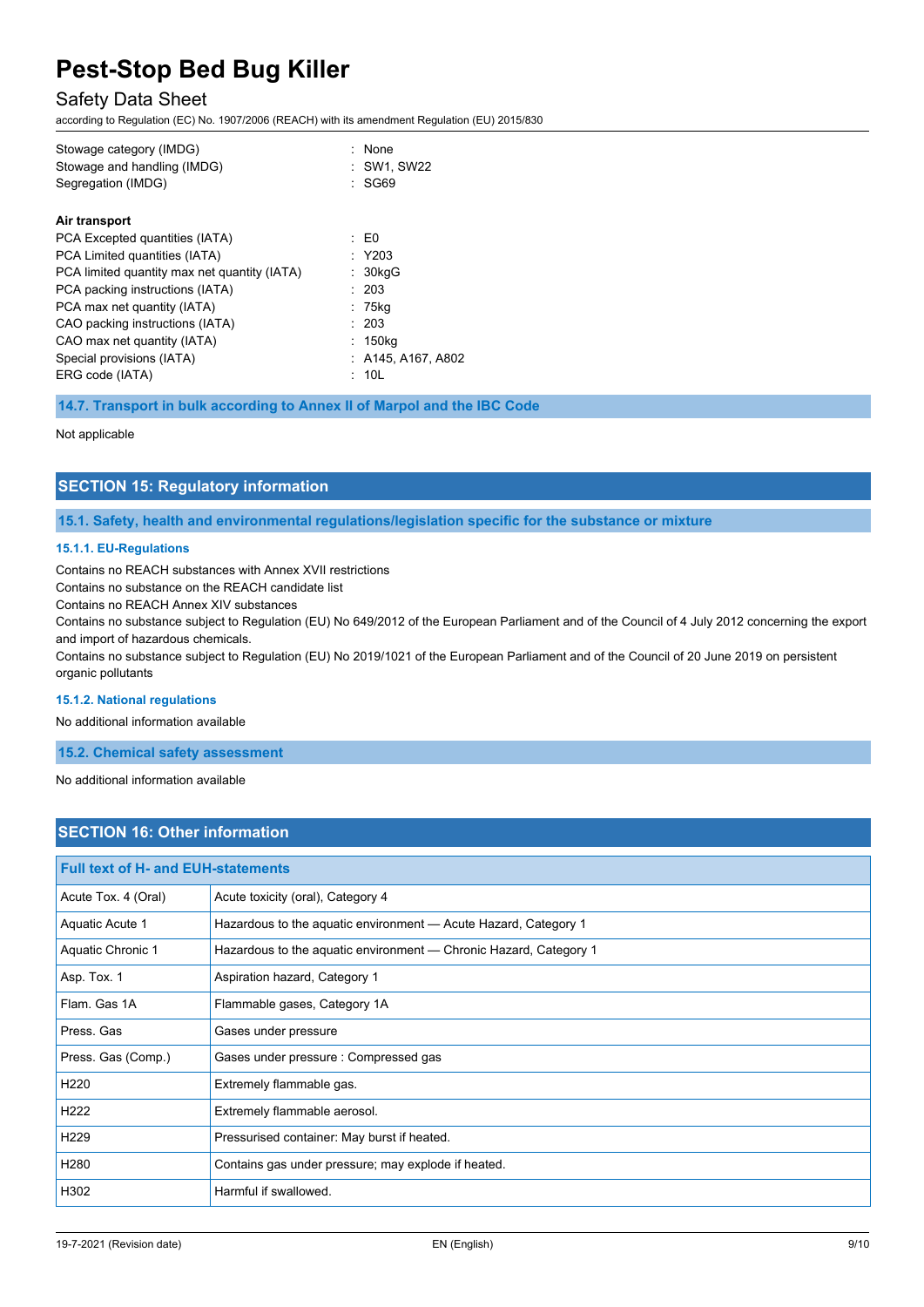| | | |
|---|---|---|
| Stowage category (IMDG) | : | None |
| Stowage and handling (IMDG) | : | SW1, SW22 |
| Segregation (IMDG) | : | SG69 |

**Air transport**

| | | |
|---|---|---|
| PCA Excepted quantities (IATA) | : | E0 |
| PCA Limited quantities (IATA) | : | Y203 |
| PCA limited quantity max net quantity (IATA) | : | 30kgG |
| PCA packing instructions (IATA) | : | 203 |
| PCA max net quantity (IATA) | : | 75kg |
| CAO packing instructions (IATA) | : | 203 |
| CAO max net quantity (IATA) | : | 150kg |
| Special provisions (IATA) | : | A145, A167, A802 |
| ERG code (IATA) | : | 10L |

### 14.7. Transport in bulk according to Annex II of Marpol and the IBC Code

Not applicable

## SECTION 15: Regulatory information

### 15.1. Safety, health and environmental regulations/legislation specific for the substance or mixture

#### 15.1.1. EU-Regulations

Contains no REACH substances with Annex XVII restrictions
Contains no substance on the REACH candidate list
Contains no REACH Annex XIV substances
Contains no substance subject to Regulation (EU) No 649/2012 of the European Parliament and of the Council of 4 July 2012 concerning the export and import of hazardous chemicals.
Contains no substance subject to Regulation (EU) No 2019/1021 of the European Parliament and of the Council of 20 June 2019 on persistent organic pollutants

#### 15.1.2. National regulations

No additional information available

### 15.2. Chemical safety assessment

No additional information available

## SECTION 16: Other information

| Full text of H- and EUH-statements | |
|---|---|
| Acute Tox. 4 (Oral) | Acute toxicity (oral), Category 4 |
| Aquatic Acute 1 | Hazardous to the aquatic environment — Acute Hazard, Category 1 |
| Aquatic Chronic 1 | Hazardous to the aquatic environment — Chronic Hazard, Category 1 |
| Asp. Tox. 1 | Aspiration hazard, Category 1 |
| Flam. Gas 1A | Flammable gases, Category 1A |
| Press. Gas | Gases under pressure |
| Press. Gas (Comp.) | Gases under pressure : Compressed gas |
| H220 | Extremely flammable gas. |
| H222 | Extremely flammable aerosol. |
| H229 | Pressurised container: May burst if heated. |
| H280 | Contains gas under pressure; may explode if heated. |
| H302 | Harmful if swallowed. |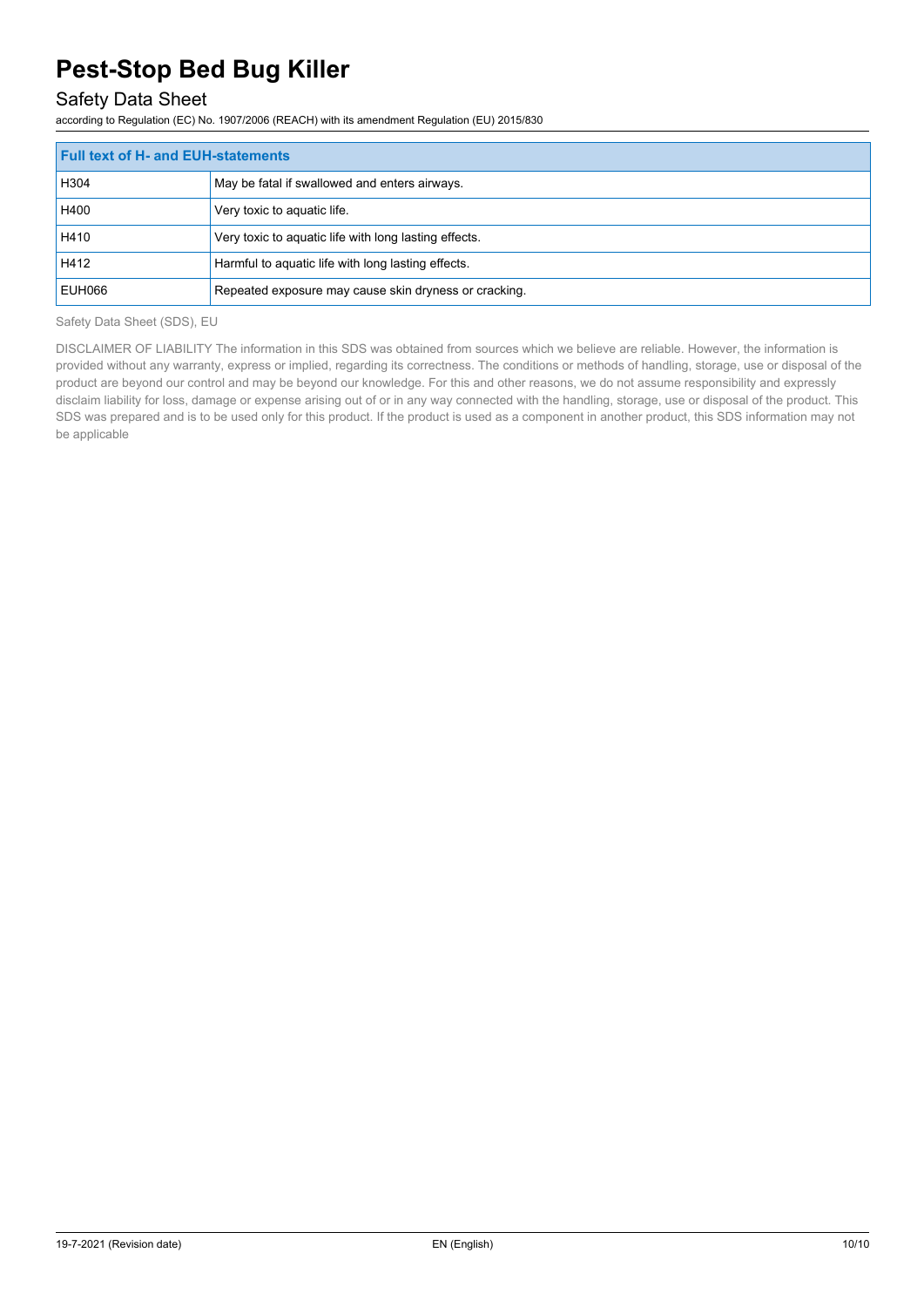| Full text of H- and EUH-statements | |
|---|---|
| H304 | May be fatal if swallowed and enters airways. |
| H400 | Very toxic to aquatic life. |
| H410 | Very toxic to aquatic life with long lasting effects. |
| H412 | Harmful to aquatic life with long lasting effects. |
| EUH066 | Repeated exposure may cause skin dryness or cracking. |

Safety Data Sheet (SDS), EU

DISCLAIMER OF LIABILITY The information in this SDS was obtained from sources which we believe are reliable. However, the information is provided without any warranty, express or implied, regarding its correctness. The conditions or methods of handling, storage, use or disposal of the product are beyond our control and may be beyond our knowledge. For this and other reasons, we do not assume responsibility and expressly disclaim liability for loss, damage or expense arising out of or in any way connected with the handling, storage, use or disposal of the product. This SDS was prepared and is to be used only for this product. If the product is used as a component in another product, this SDS information may not be applicable